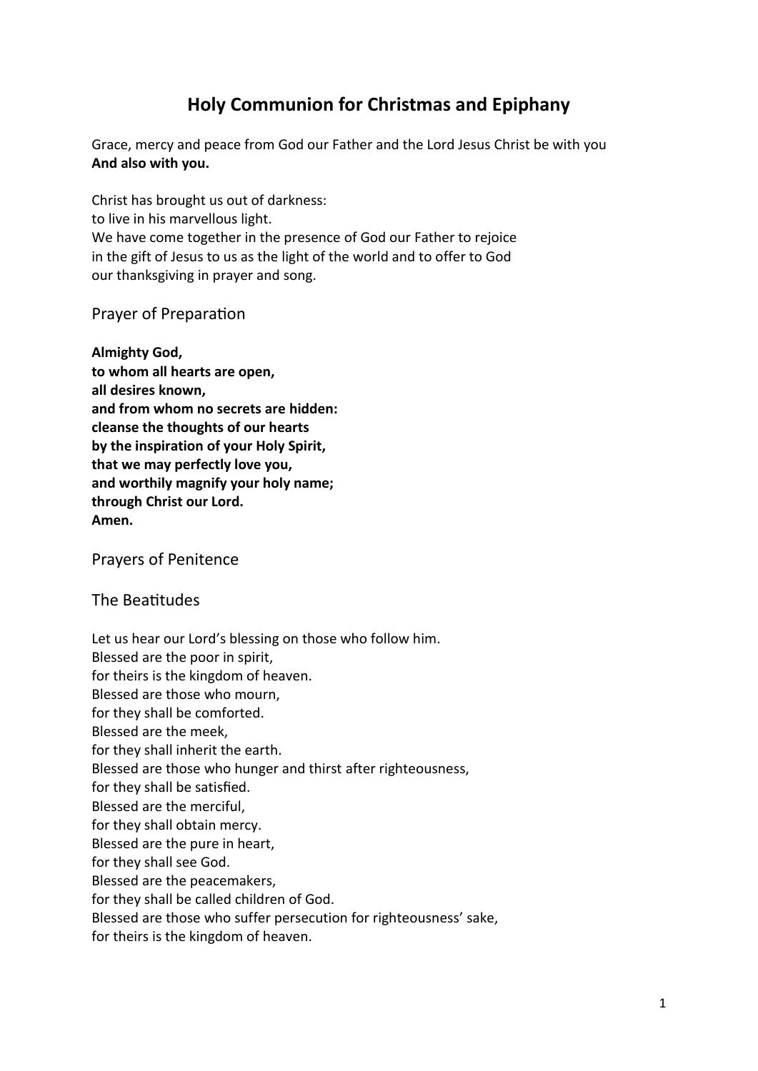# Holy Communion for Christmas and Epiphany

Grace, mercy and peace from God our Father and the Lord Jesus Christ be with you
**And also with you.**

Christ has brought us out of darkness:
to live in his marvellous light.
We have come together in the presence of God our Father to rejoice
in the gift of Jesus to us as the light of the world and to offer to God
our thanksgiving in prayer and song.

## Prayer of Preparation

**Almighty God,**
**to whom all hearts are open,**
**all desires known,**
**and from whom no secrets are hidden:**
**cleanse the thoughts of our hearts**
**by the inspiration of your Holy Spirit,**
**that we may perfectly love you,**
**and worthily magnify your holy name;**
**through Christ our Lord.**
**Amen.**

## Prayers of Penitence

## The Beatitudes

Let us hear our Lord's blessing on those who follow him.
Blessed are the poor in spirit,
for theirs is the kingdom of heaven.
Blessed are those who mourn,
for they shall be comforted.
Blessed are the meek,
for they shall inherit the earth.
Blessed are those who hunger and thirst after righteousness,
for they shall be satisfied.
Blessed are the merciful,
for they shall obtain mercy.
Blessed are the pure in heart,
for they shall see God.
Blessed are the peacemakers,
for they shall be called children of God.
Blessed are those who suffer persecution for righteousness' sake,
for theirs is the kingdom of heaven.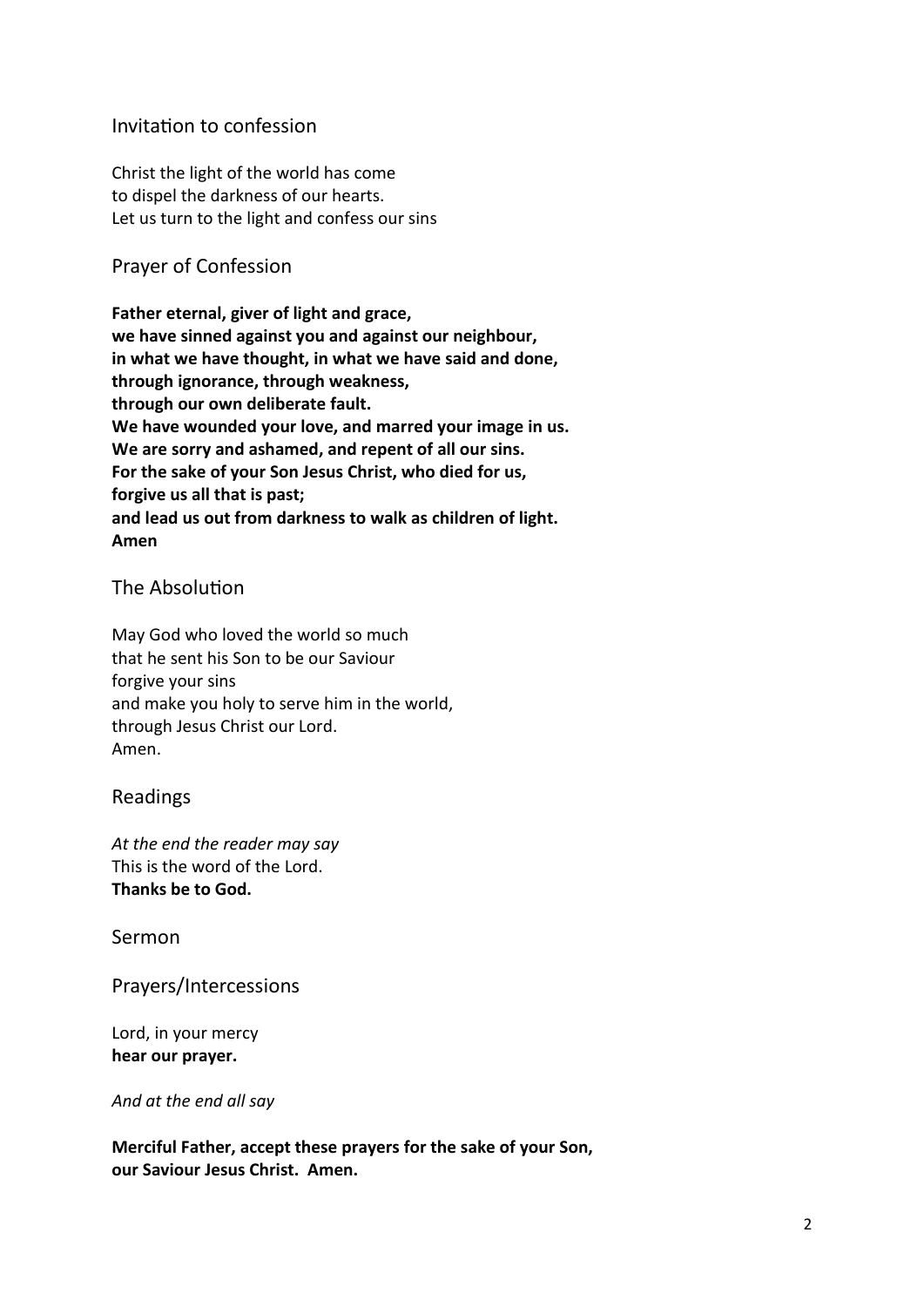## Invitation to confession

Christ the light of the world has come
to dispel the darkness of our hearts.
Let us turn to the light and confess our sins

## Prayer of Confession

**Father eternal, giver of light and grace,
we have sinned against you and against our neighbour,
in what we have thought, in what we have said and done,
through ignorance, through weakness,
through our own deliberate fault.
We have wounded your love, and marred your image in us.
We are sorry and ashamed, and repent of all our sins.
For the sake of your Son Jesus Christ, who died for us,
forgive us all that is past;
and lead us out from darkness to walk as children of light.
Amen**

## The Absolution

May God who loved the world so much
that he sent his Son to be our Saviour
forgive your sins
and make you holy to serve him in the world,
through Jesus Christ our Lord.
Amen.

## Readings

*At the end the reader may say*
This is the word of the Lord.
**Thanks be to God.**

## Sermon

## Prayers/Intercessions

Lord, in your mercy
**hear our prayer.**

*And at the end all say*

**Merciful Father, accept these prayers for the sake of your Son,
our Saviour Jesus Christ. Amen.**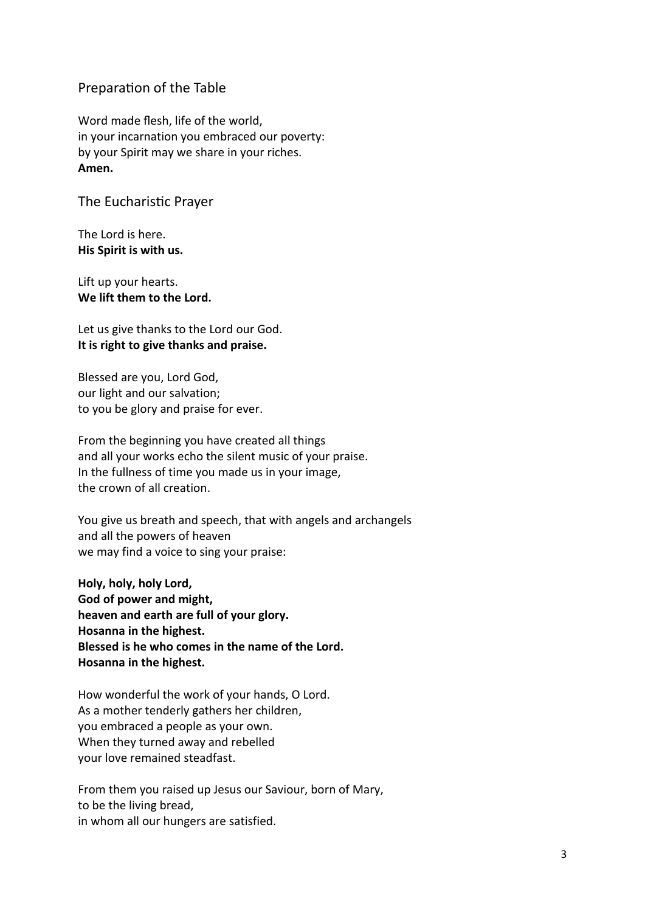## Preparation of the Table

Word made flesh, life of the world,
in your incarnation you embraced our poverty:
by your Spirit may we share in your riches.
**Amen.**

## The Eucharistic Prayer

The Lord is here.
**His Spirit is with us.**

Lift up your hearts.
**We lift them to the Lord.**

Let us give thanks to the Lord our God.
**It is right to give thanks and praise.**

Blessed are you, Lord God,
our light and our salvation;
to you be glory and praise for ever.

From the beginning you have created all things
and all your works echo the silent music of your praise.
In the fullness of time you made us in your image,
the crown of all creation.

You give us breath and speech, that with angels and archangels
and all the powers of heaven
we may find a voice to sing your praise:

**Holy, holy, holy Lord,**
**God of power and might,**
**heaven and earth are full of your glory.**
**Hosanna in the highest.**
**Blessed is he who comes in the name of the Lord.**
**Hosanna in the highest.**

How wonderful the work of your hands, O Lord.
As a mother tenderly gathers her children,
you embraced a people as your own.
When they turned away and rebelled
your love remained steadfast.

From them you raised up Jesus our Saviour, born of Mary,
to be the living bread,
in whom all our hungers are satisfied.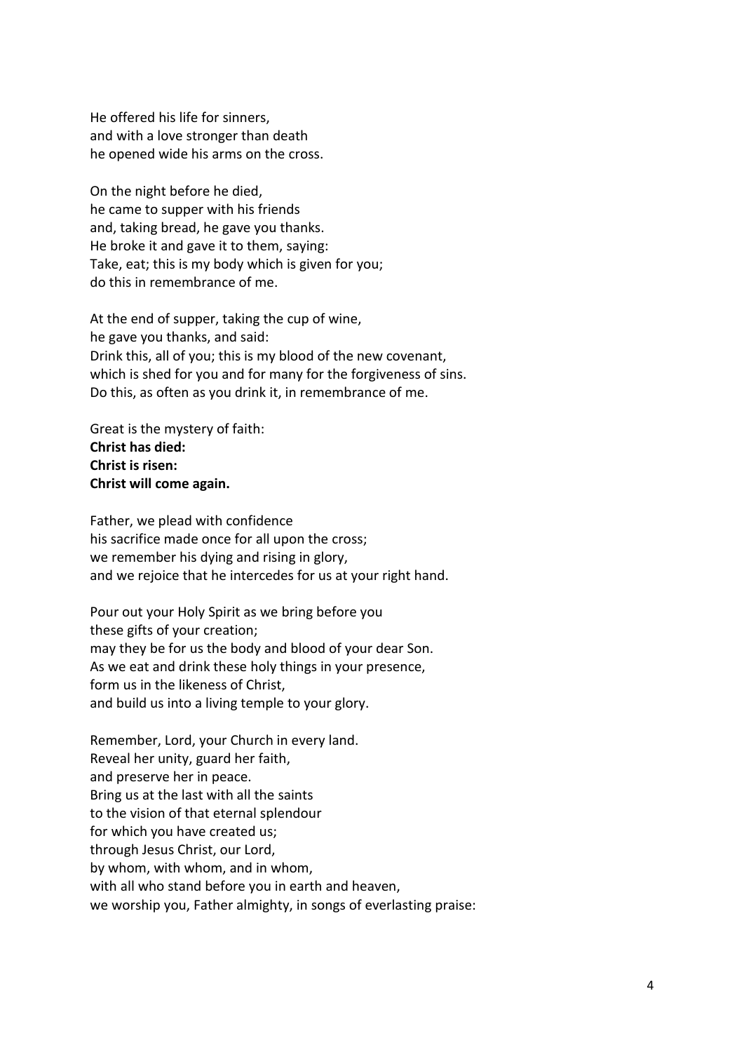He offered his life for sinners,
and with a love stronger than death
he opened wide his arms on the cross.

On the night before he died,
he came to supper with his friends
and, taking bread, he gave you thanks.
He broke it and gave it to them, saying:
Take, eat; this is my body which is given for you;
do this in remembrance of me.

At the end of supper, taking the cup of wine,
he gave you thanks, and said:
Drink this, all of you; this is my blood of the new covenant,
which is shed for you and for many for the forgiveness of sins.
Do this, as often as you drink it, in remembrance of me.

Great is the mystery of faith:
**Christ has died:**
**Christ is risen:**
**Christ will come again.**

Father, we plead with confidence
his sacrifice made once for all upon the cross;
we remember his dying and rising in glory,
and we rejoice that he intercedes for us at your right hand.

Pour out your Holy Spirit as we bring before you
these gifts of your creation;
may they be for us the body and blood of your dear Son.
As we eat and drink these holy things in your presence,
form us in the likeness of Christ,
and build us into a living temple to your glory.

Remember, Lord, your Church in every land.
Reveal her unity, guard her faith,
and preserve her in peace.
Bring us at the last with all the saints
to the vision of that eternal splendour
for which you have created us;
through Jesus Christ, our Lord,
by whom, with whom, and in whom,
with all who stand before you in earth and heaven,
we worship you, Father almighty, in songs of everlasting praise: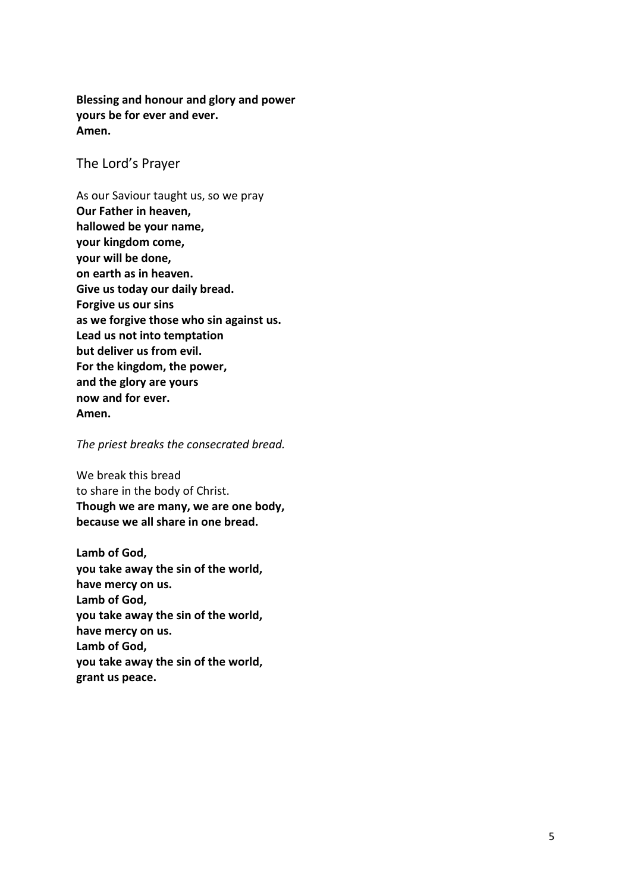**Blessing and honour and glory and power**
**yours be for ever and ever.**
**Amen.**

## The Lord's Prayer

As our Saviour taught us, so we pray
**Our Father in heaven,**
**hallowed be your name,**
**your kingdom come,**
**your will be done,**
**on earth as in heaven.**
**Give us today our daily bread.**
**Forgive us our sins**
**as we forgive those who sin against us.**
**Lead us not into temptation**
**but deliver us from evil.**
**For the kingdom, the power,**
**and the glory are yours**
**now and for ever.**
**Amen.**

*The priest breaks the consecrated bread.*

We break this bread
to share in the body of Christ.
**Though we are many, we are one body,**
**because we all share in one bread.**

**Lamb of God,**
**you take away the sin of the world,**
**have mercy on us.**
**Lamb of God,**
**you take away the sin of the world,**
**have mercy on us.**
**Lamb of God,**
**you take away the sin of the world,**
**grant us peace.**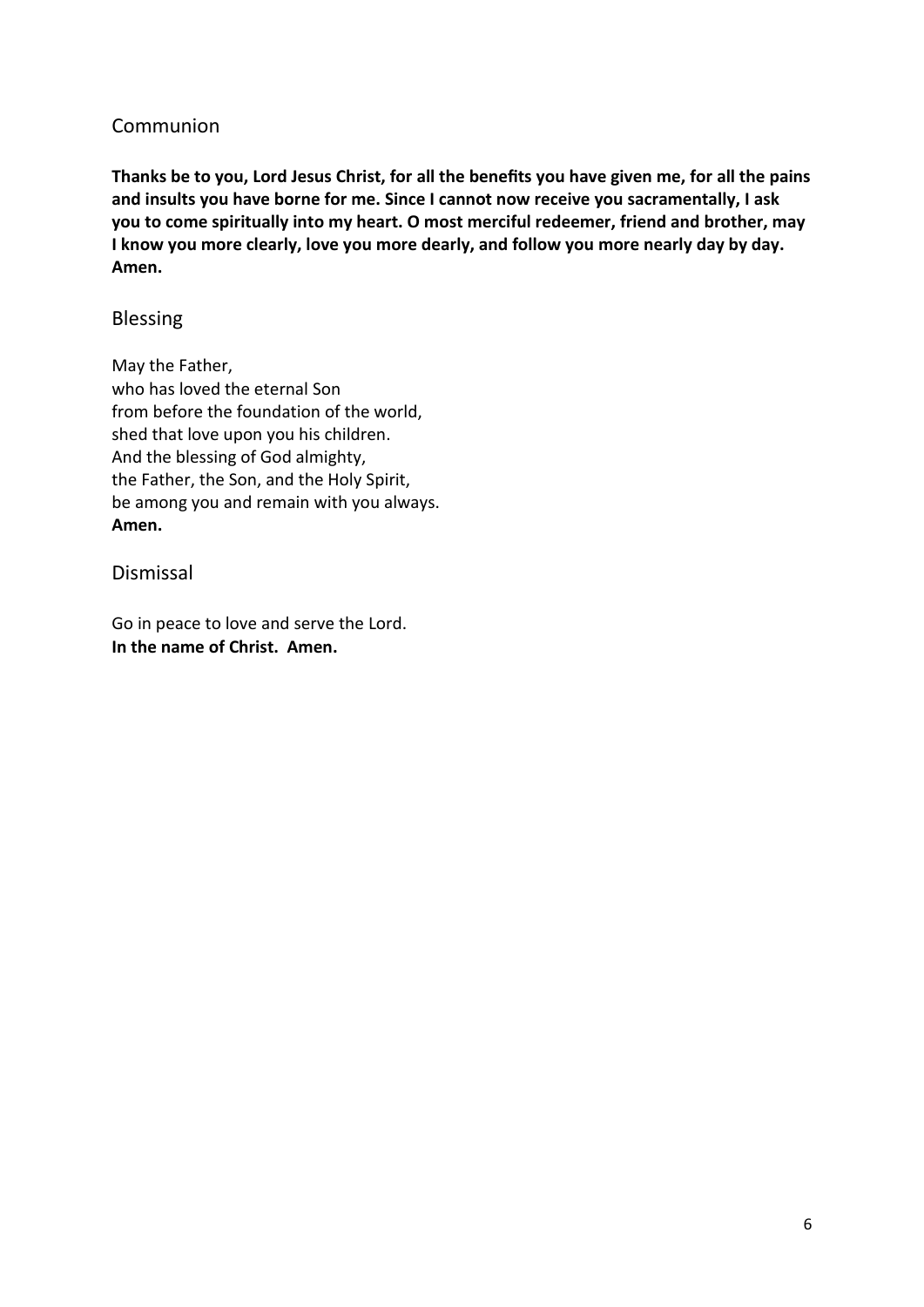## Communion

**Thanks be to you, Lord Jesus Christ, for all the benefits you have given me, for all the pains and insults you have borne for me. Since I cannot now receive you sacramentally, I ask you to come spiritually into my heart. O most merciful redeemer, friend and brother, may I know you more clearly, love you more dearly, and follow you more nearly day by day. Amen.**

## Blessing

May the Father,
who has loved the eternal Son
from before the foundation of the world,
shed that love upon you his children.
And the blessing of God almighty,
the Father, the Son, and the Holy Spirit,
be among you and remain with you always.
**Amen.**

## Dismissal

Go in peace to love and serve the Lord.
**In the name of Christ. Amen.**